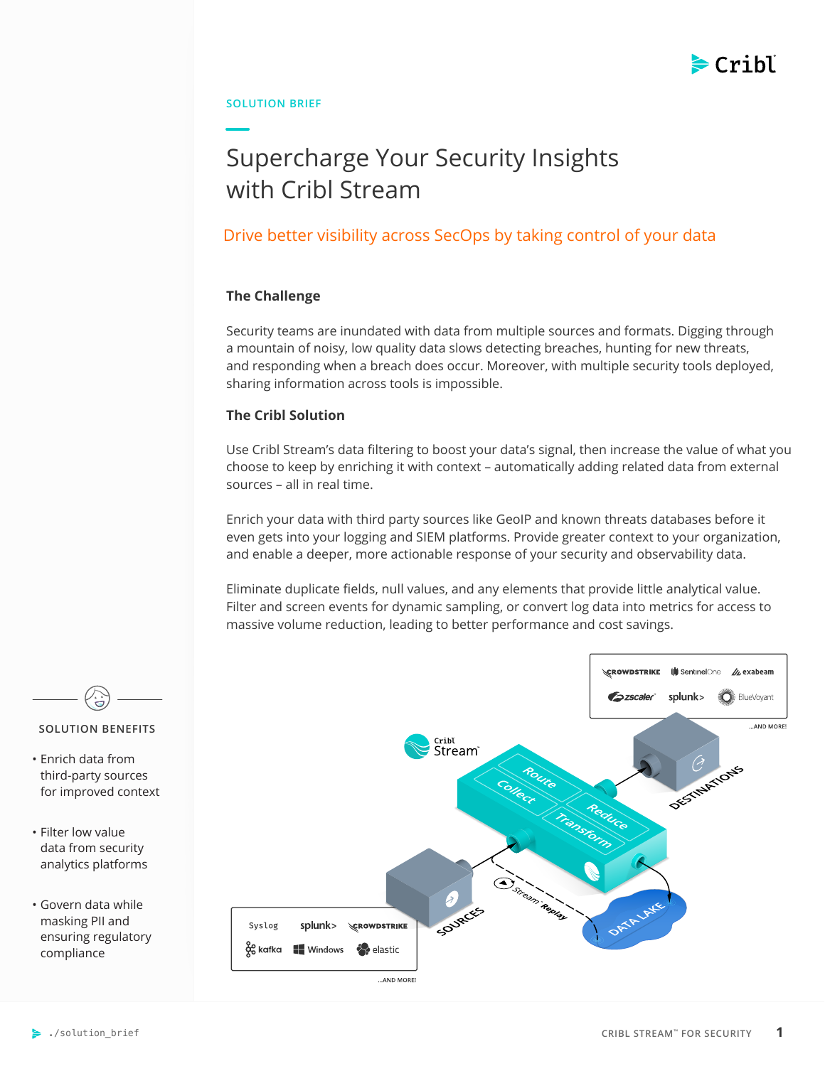SOLUTION BRIEF

# Supercharge Your Security Insights with Cribl Stream

Drive better visibility across SecOps by taking control of your data

## The Challenge

Security teams are inundated with data from multiple sources and formats. Digging through a mountain of noisy, low quality data slows detecting breaches, hunting for new threats, and responding when a breach does occur. Moreover, with multiple security tools deployed, sharing information across tools is impossible.

## The Cribl Solution

Use Cribl Stream's data filtering to boost your data's signal, then increase the value of what you choose to keep by enriching it with context – automatically adding related data from external sources – all in real time.

Enrich your data with third party sources like GeoIP and known threats databases before it even gets into your logging and SIEM platforms. Provide greater context to your organization, and enable a deeper, more actionable response of your security and observability data.

Eliminate duplicate fields, null values, and any elements that provide little analytical value. Filter and screen events for dynamic sampling, or convert log data into metrics for access to massive volume reduction, leading to better performance and cost savings.

### SOLUTION BENEFITS

- Enrich data from third-party sources for improved context
- Filter low value data from security analytics platforms
- Govern data while masking PII and ensuring regulatory compliance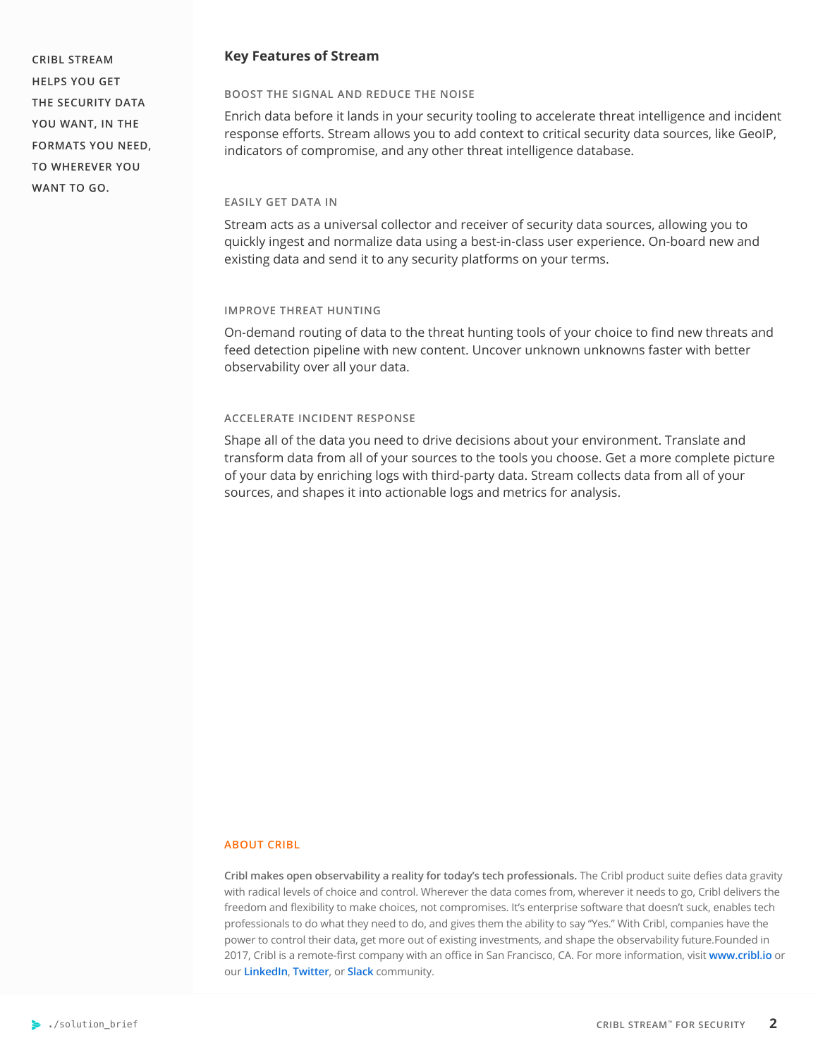CRIBL STREAM HELPS YOU GET THE SECURITY DATA YOU WANT, IN THE FORMATS YOU NEED, TO WHEREVER YOU WANT TO GO.

## Key Features of Stream

### BOOST THE SIGNAL AND REDUCE THE NOISE

Enrich data before it lands in your security tooling to accelerate threat intelligence and incident response efforts. Stream allows you to add context to critical security data sources, like GeoIP, indicators of compromise, and any other threat intelligence database.

### EASILY GET DATA IN

Stream acts as a universal collector and receiver of security data sources, allowing you to quickly ingest and normalize data using a best-in-class user experience. On-board new and existing data and send it to any security platforms on your terms.

### IMPROVE THREAT HUNTING

On-demand routing of data to the threat hunting tools of your choice to find new threats and feed detection pipeline with new content. Uncover unknown unknowns faster with better observability over all your data.

### ACCELERATE INCIDENT RESPONSE

Shape all of the data you need to drive decisions about your environment. Translate and transform data from all of your sources to the tools you choose. Get a more complete picture of your data by enriching logs with third-party data. Stream collects data from all of your sources, and shapes it into actionable logs and metrics for analysis.

### ABOUT CRIBL

**Cribl makes open observability a reality for today's tech professionals.** The Cribl product suite defies data gravity with radical levels of choice and control. Wherever the data comes from, wherever it needs to go, Cribl delivers the freedom and flexibility to make choices, not compromises. It's enterprise software that doesn't suck, enables tech professionals to do what they need to do, and gives them the ability to say "Yes." With Cribl, companies have the power to control their data, get more out of existing investments, and shape the observability future.Founded in 2017, Cribl is a remote-first company with an office in San Francisco, CA. For more information, visit **www.cribl.io** or our **LinkedIn**, **Twitter**, or **Slack** community.